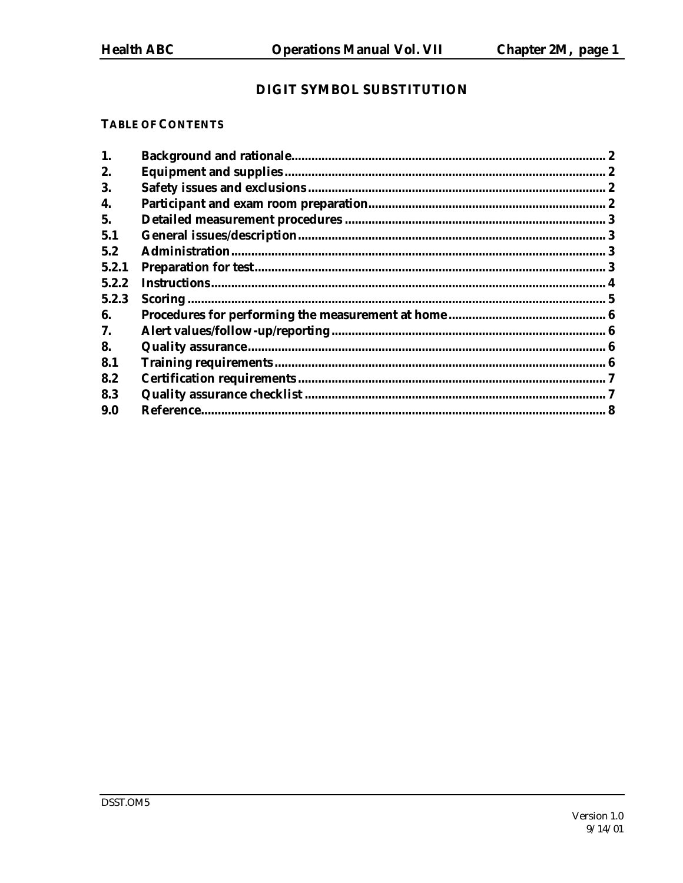# DIGIT SYMBOL SUBSTITUTION

## TABLE OF CONTENTS

| | | |
|---|---|---|
| 1. | Background and rationale | 2 |
| 2. | Equipment and supplies | 2 |
| 3. | Safety issues and exclusions | 2 |
| 4. | Participant and exam room preparation | 2 |
| 5. | Detailed measurement procedures | 3 |
| 5.1 | General issues/description | 3 |
| 5.2 | Administration | 3 |
| 5.2.1 | Preparation for test | 3 |
| 5.2.2 | Instructions | 4 |
| 5.2.3 | Scoring | 5 |
| 6. | Procedures for performing the measurement at home | 6 |
| 7. | Alert values/follow-up/reporting | 6 |
| 8. | Quality assurance | 6 |
| 8.1 | Training requirements | 6 |
| 8.2 | Certification requirements | 7 |
| 8.3 | Quality assurance checklist | 7 |
| 9.0 | Reference | 8 |

DSST.OM5

Version 1.0
9/14/01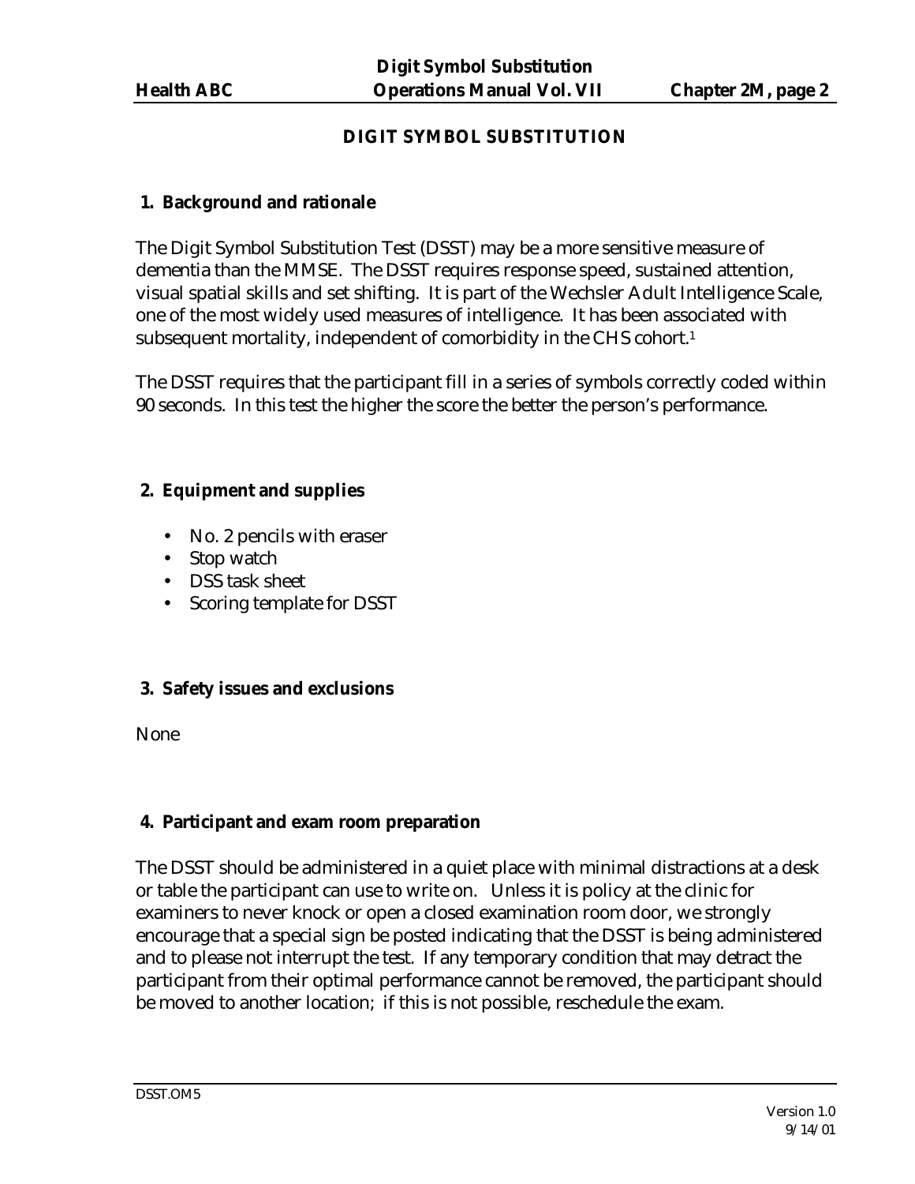# DIGIT SYMBOL SUBSTITUTION

## 1. Background and rationale

The Digit Symbol Substitution Test (DSST) may be a more sensitive measure of dementia than the MMSE. The DSST requires response speed, sustained attention, visual spatial skills and set shifting. It is part of the Wechsler Adult Intelligence Scale, one of the most widely used measures of intelligence. It has been associated with subsequent mortality, independent of comorbidity in the CHS cohort.[1]

The DSST requires that the participant fill in a series of symbols correctly coded within 90 seconds. In this test the higher the score the better the person's performance.

## 2. Equipment and supplies

- No. 2 pencils with eraser
- Stop watch
- DSS task sheet
- Scoring template for DSST

## 3. Safety issues and exclusions

None

## 4. Participant and exam room preparation

The DSST should be administered in a quiet place with minimal distractions at a desk or table the participant can use to write on. Unless it is policy at the clinic for examiners to never knock or open a closed examination room door, we strongly encourage that a special sign be posted indicating that the DSST is being administered and to please not interrupt the test. If any temporary condition that may detract the participant from their optimal performance cannot be removed, the participant should be moved to another location; if this is not possible, reschedule the exam.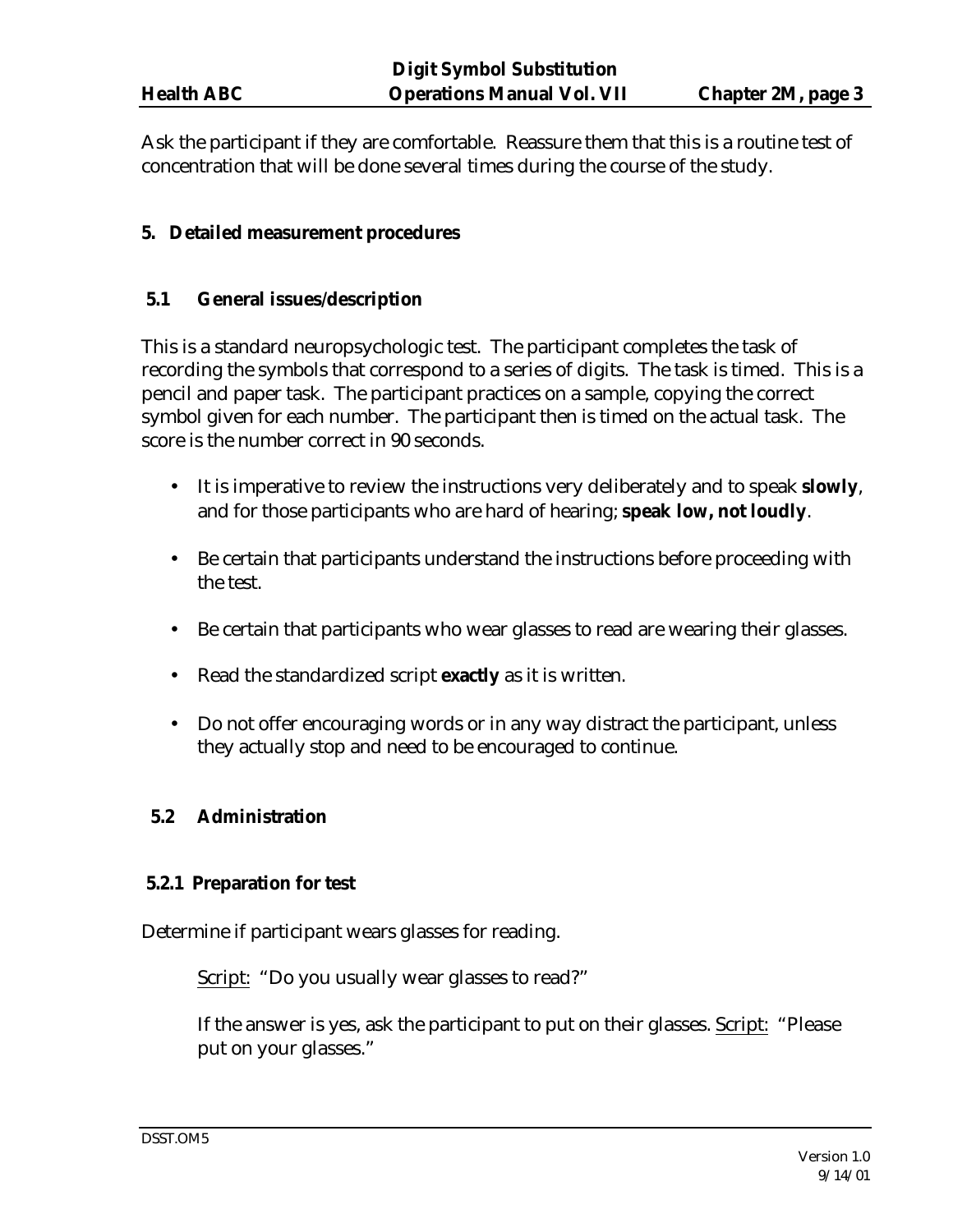Ask the participant if they are comfortable. Reassure them that this is a routine test of concentration that will be done several times during the course of the study.

## 5. Detailed measurement procedures

### 5.1 General issues/description

This is a standard neuropsychologic test. The participant completes the task of recording the symbols that correspond to a series of digits. The task is timed. This is a pencil and paper task. The participant practices on a sample, copying the correct symbol given for each number. The participant then is timed on the actual task. The score is the number correct in 90 seconds.

- It is imperative to review the instructions very deliberately and to speak **slowly**, and for those participants who are hard of hearing; **speak low, not loudly**.
- Be certain that participants understand the instructions before proceeding with the test.
- Be certain that participants who wear glasses to read are wearing their glasses.
- Read the standardized script **exactly** as it is written.
- Do not offer encouraging words or in any way distract the participant, unless they actually stop and need to be encouraged to continue.

### 5.2 Administration

#### 5.2.1 Preparation for test

Determine if participant wears glasses for reading.

> Script: "Do you usually wear glasses to read?"
>
> If the answer is yes, ask the participant to put on their glasses. Script: "Please put on your glasses."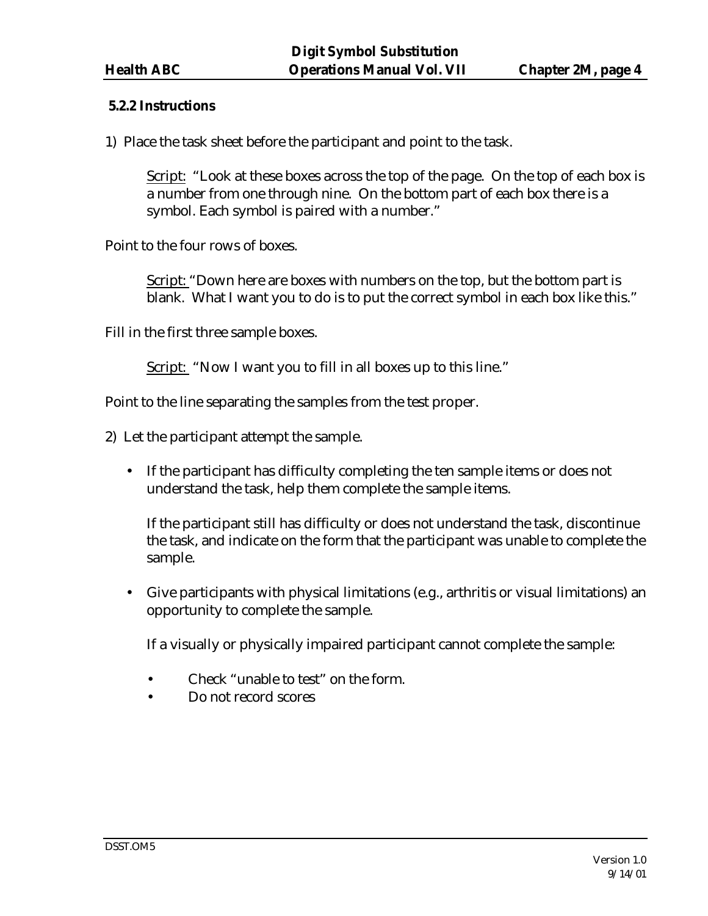### 5.2.2 Instructions

1) Place the task sheet before the participant and point to the task.

> Script: "Look at these boxes across the top of the page. On the top of each box is a number from one through nine. On the bottom part of each box there is a symbol. Each symbol is paired with a number."

Point to the four rows of boxes.

> Script: "Down here are boxes with numbers on the top, but the bottom part is blank. What I want you to do is to put the correct symbol in each box like this."

Fill in the first three sample boxes.

> Script: "Now I want you to fill in all boxes up to this line."

Point to the line separating the samples from the test proper.

2) Let the participant attempt the sample.

- If the participant has difficulty completing the ten sample items or does not understand the task, help them complete the sample items.

  If the participant still has difficulty or does not understand the task, discontinue the task, and indicate on the form that the participant was unable to complete the sample.

- Give participants with physical limitations (e.g., arthritis or visual limitations) an opportunity to complete the sample.

  If a visually or physically impaired participant cannot complete the sample:

  - Check "unable to test" on the form.
  - Do not record scores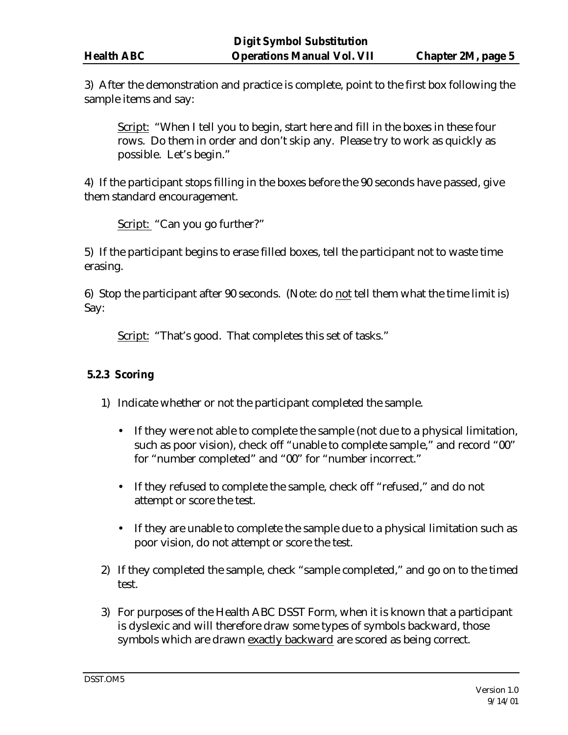3) After the demonstration and practice is complete, point to the first box following the sample items and say:

> Script: "When I tell you to begin, start here and fill in the boxes in these four rows. Do them in order and don't skip any. Please try to work as quickly as possible. Let's begin."

4) If the participant stops filling in the boxes before the 90 seconds have passed, give them standard encouragement.

> Script: "Can you go further?"

5) If the participant begins to erase filled boxes, tell the participant not to waste time erasing.

6) Stop the participant after 90 seconds. (Note: do not tell them what the time limit is) Say:

> Script: "That's good. That completes this set of tasks."

### 5.2.3 Scoring

1) Indicate whether or not the participant completed the sample.

   - If they were not able to complete the sample (not due to a physical limitation, such as poor vision), check off "unable to complete sample," and record "00" for "number completed" and "00" for "number incorrect."
   - If they refused to complete the sample, check off "refused," and do not attempt or score the test.
   - If they are unable to complete the sample due to a physical limitation such as poor vision, do not attempt or score the test.

2) If they completed the sample, check "sample completed," and go on to the timed test.

3) For purposes of the Health ABC DSST Form, when it is known that a participant is dyslexic and will therefore draw some types of symbols backward, those symbols which are drawn exactly backward are scored as being correct.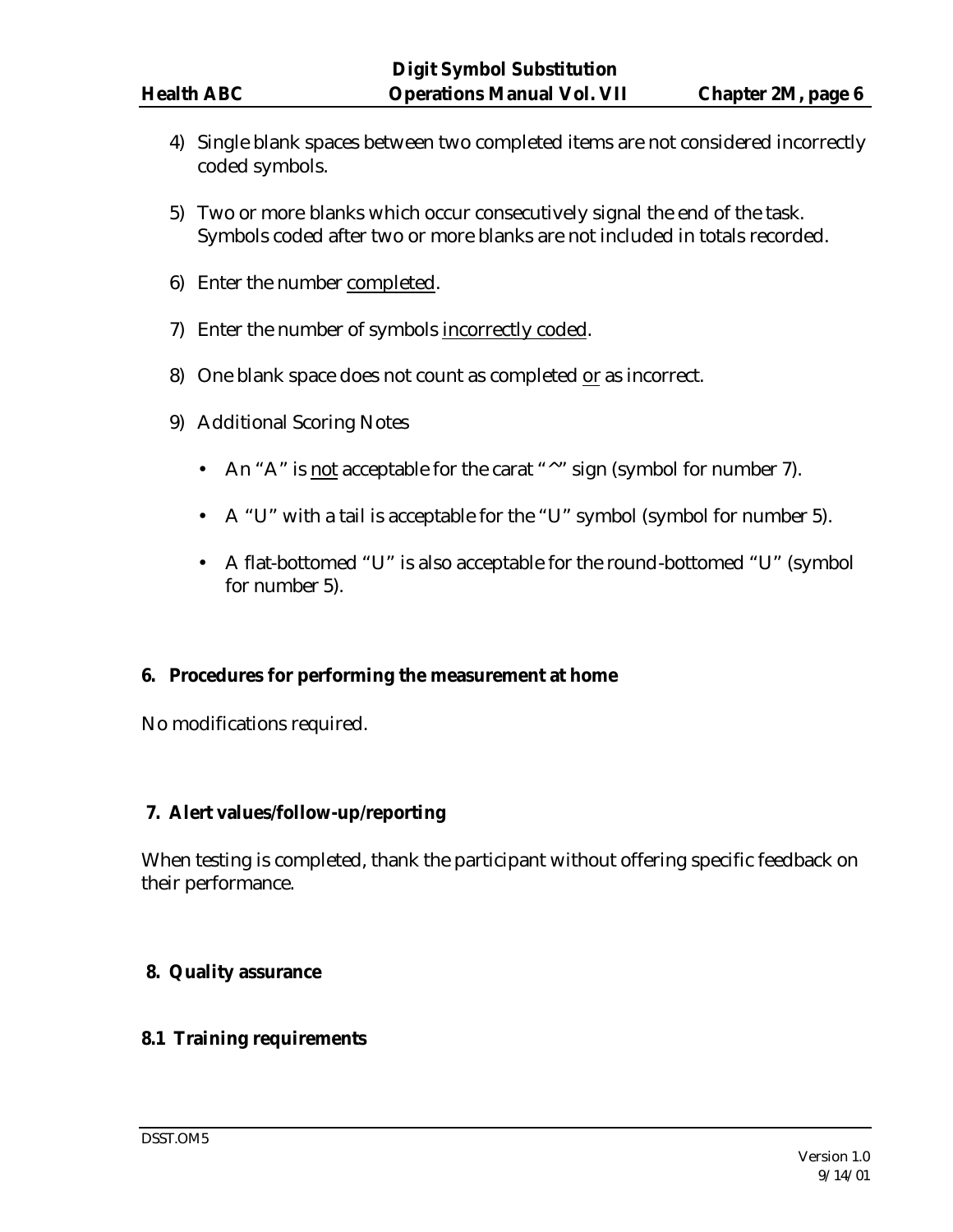4) Single blank spaces between two completed items are not considered incorrectly coded symbols.

5) Two or more blanks which occur consecutively signal the end of the task. Symbols coded after two or more blanks are not included in totals recorded.

6) Enter the number <u>completed</u>.

7) Enter the number of symbols <u>incorrectly coded</u>.

8) One blank space does not count as completed <u>or</u> as incorrect.

9) Additional Scoring Notes

   - An "A" is <u>not</u> acceptable for the carat "^" sign (symbol for number 7).

   - A "U" with a tail is acceptable for the "U" symbol (symbol for number 5).

   - A flat-bottomed "U" is also acceptable for the round-bottomed "U" (symbol for number 5).

## 6. Procedures for performing the measurement at home

No modifications required.

## 7. Alert values/follow-up/reporting

When testing is completed, thank the participant without offering specific feedback on their performance.

## 8. Quality assurance

### 8.1 Training requirements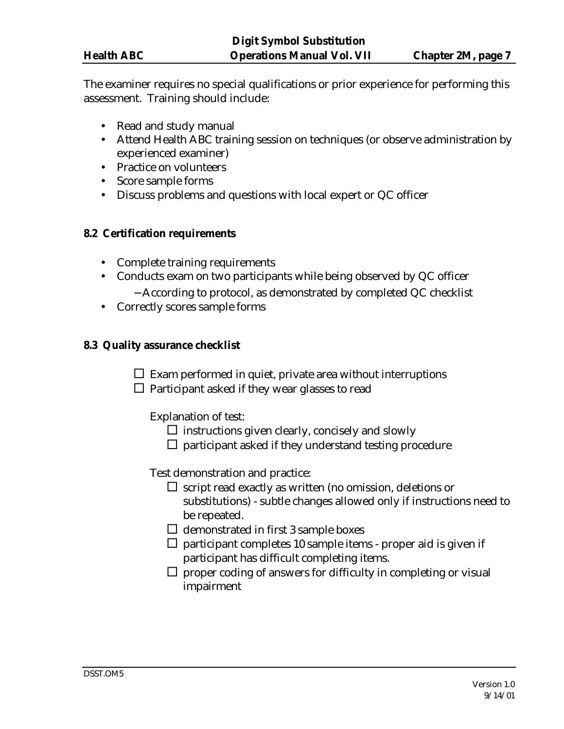The examiner requires no special qualifications or prior experience for performing this assessment. Training should include:

- Read and study manual
- Attend Health ABC training session on techniques (or observe administration by experienced examiner)
- Practice on volunteers
- Score sample forms
- Discuss problems and questions with local expert or QC officer

### 8.2 Certification requirements

- Complete training requirements
- Conducts exam on two participants while being observed by QC officer
  - According to protocol, as demonstrated by completed QC checklist
- Correctly scores sample forms

### 8.3 Quality assurance checklist

- ☐ Exam performed in quiet, private area without interruptions
- ☐ Participant asked if they wear glasses to read

Explanation of test:

- ☐ instructions given clearly, concisely and slowly
- ☐ participant asked if they understand testing procedure

Test demonstration and practice:

- ☐ script read exactly as written (no omission, deletions or substitutions) - subtle changes allowed only if instructions need to be repeated.
- ☐ demonstrated in first 3 sample boxes
- ☐ participant completes 10 sample items - proper aid is given if participant has difficult completing items.
- ☐ proper coding of answers for difficulty in completing or visual impairment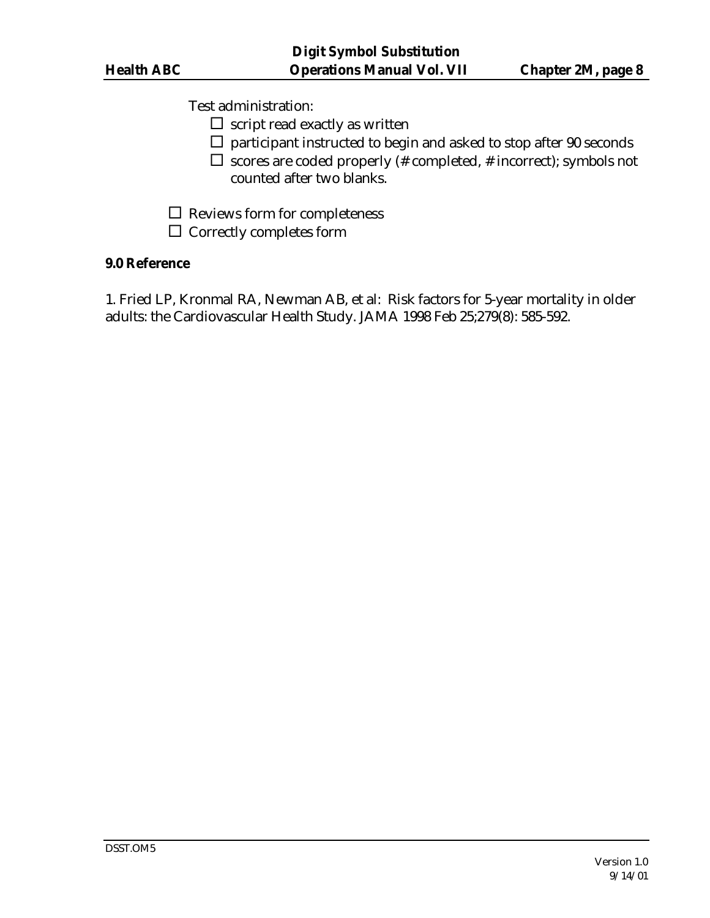Test administration:

- ☐ script read exactly as written
- ☐ participant instructed to begin and asked to stop after 90 seconds
- ☐ scores are coded properly (# completed, # incorrect); symbols not counted after two blanks.

☐ Reviews form for completeness
☐ Correctly completes form

**9.0 Reference**

1. Fried LP, Kronmal RA, Newman AB, et al: Risk factors for 5-year mortality in older adults: the Cardiovascular Health Study. JAMA 1998 Feb 25;279(8): 585-592.